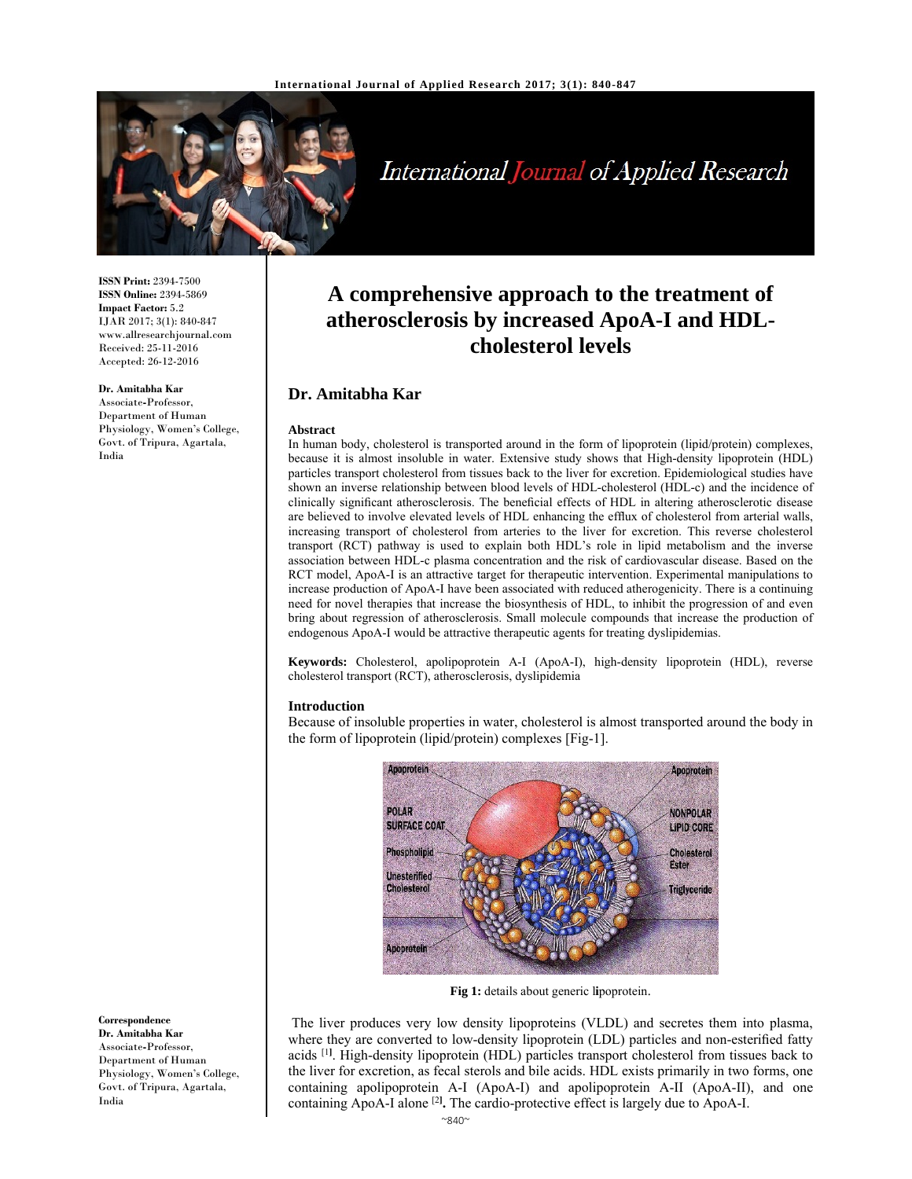ISSN Print: 2394-7500
ISSN Online: 2394-5869
Impact Factor: 5.2
IJAR 2017; 3(1): 840-847
www.allresearchjournal.com
Received: 25-11-2016
Accepted: 26-12-2016

**Dr. Amitabha Kar**
Associate-Professor, Department of Human Physiology, Women's College, Govt. of Tripura, Agartala, India

**Correspondence**
**Dr. Amitabha Kar**
Associate-Professor, Department of Human Physiology, Women's College, Govt. of Tripura, Agartala, India

# A comprehensive approach to the treatment of atherosclerosis by increased ApoA-I and HDL-cholesterol levels

## Dr. Amitabha Kar

### Abstract

In human body, cholesterol is transported around in the form of lipoprotein (lipid/protein) complexes, because it is almost insoluble in water. Extensive study shows that High-density lipoprotein (HDL) particles transport cholesterol from tissues back to the liver for excretion. Epidemiological studies have shown an inverse relationship between blood levels of HDL-cholesterol (HDL-c) and the incidence of clinically significant atherosclerosis. The beneficial effects of HDL in altering atherosclerotic disease are believed to involve elevated levels of HDL enhancing the efflux of cholesterol from arterial walls, increasing transport of cholesterol from arteries to the liver for excretion. This reverse cholesterol transport (RCT) pathway is used to explain both HDL's role in lipid metabolism and the inverse association between HDL-c plasma concentration and the risk of cardiovascular disease. Based on the RCT model, ApoA-I is an attractive target for therapeutic intervention. Experimental manipulations to increase production of ApoA-I have been associated with reduced atherogenicity. There is a continuing need for novel therapies that increase the biosynthesis of HDL, to inhibit the progression of and even bring about regression of atherosclerosis. Small molecule compounds that increase the production of endogenous ApoA-I would be attractive therapeutic agents for treating dyslipidemias.

**Keywords:** Cholesterol, apolipoprotein A-I (ApoA-I), high-density lipoprotein (HDL), reverse cholesterol transport (RCT), atherosclerosis, dyslipidemia

### Introduction

Because of insoluble properties in water, cholesterol is almost transported around the body in the form of lipoprotein (lipid/protein) complexes [Fig-1].

**Fig 1:** details about generic lipoprotein.

The liver produces very low density lipoproteins (VLDL) and secretes them into plasma, where they are converted to low-density lipoprotein (LDL) particles and non-esterified fatty acids [1]. High-density lipoprotein (HDL) particles transport cholesterol from tissues back to the liver for excretion, as fecal sterols and bile acids. HDL exists primarily in two forms, one containing apolipoprotein A-I (ApoA-I) and apolipoprotein A-II (ApoA-II), and one containing ApoA-I alone [2]. The cardio-protective effect is largely due to ApoA-I.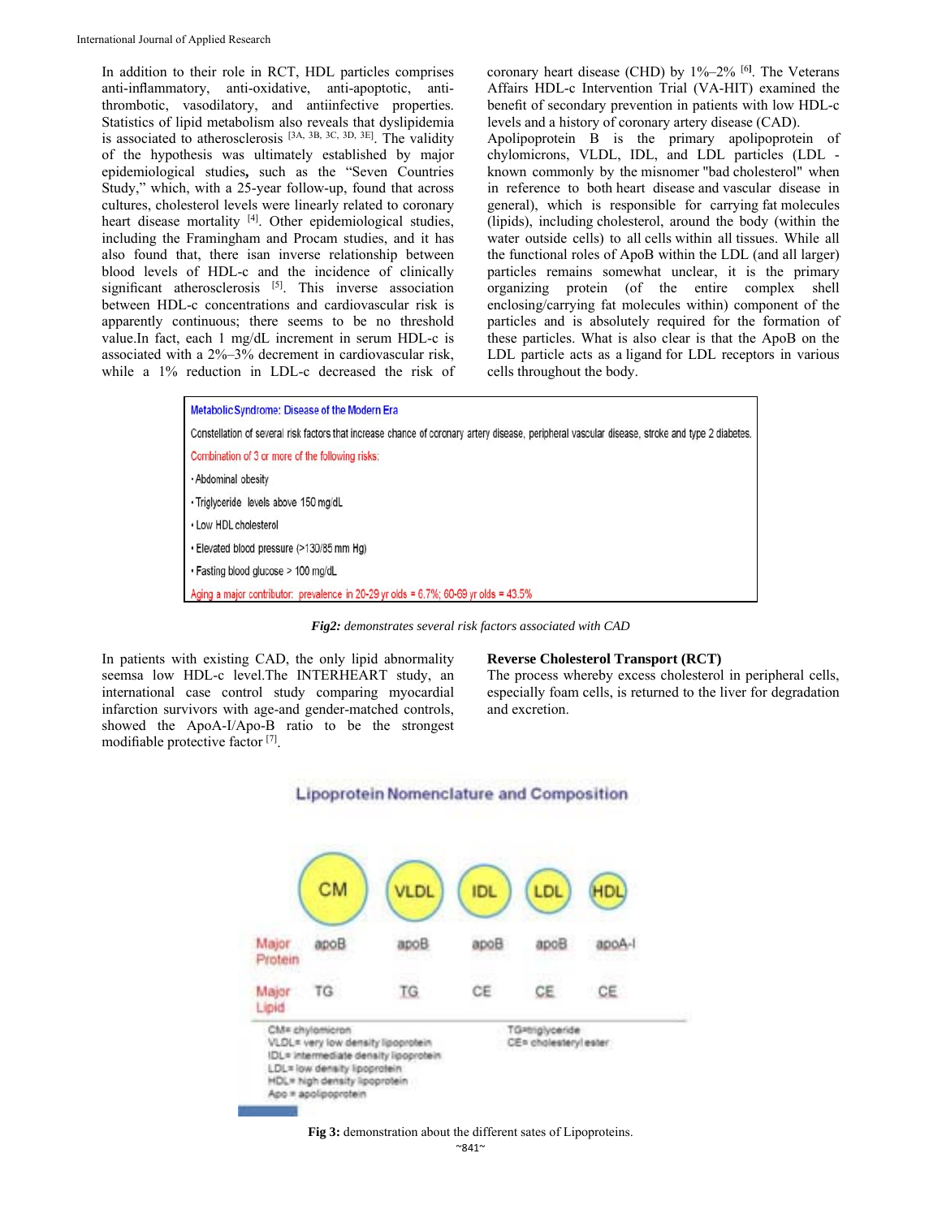In addition to their role in RCT, HDL particles comprises anti-inflammatory, anti-oxidative, anti-apoptotic, anti-thrombotic, vasodilatory, and antiinfective properties. Statistics of lipid metabolism also reveals that dyslipidemia is associated to atherosclerosis [3A, 3B, 3C, 3D, 3E]. The validity of the hypothesis was ultimately established by major epidemiological studies, such as the "Seven Countries Study," which, with a 25-year follow-up, found that across cultures, cholesterol levels were linearly related to coronary heart disease mortality [4]. Other epidemiological studies, including the Framingham and Procam studies, and it has also found that, there isan inverse relationship between blood levels of HDL-c and the incidence of clinically significant atherosclerosis [5]. This inverse association between HDL-c concentrations and cardiovascular risk is apparently continuous; there seems to be no threshold value.In fact, each 1 mg/dL increment in serum HDL-c is associated with a 2%–3% decrement in cardiovascular risk, while a 1% reduction in LDL-c decreased the risk of coronary heart disease (CHD) by 1%–2% [6]. The Veterans Affairs HDL-c Intervention Trial (VA-HIT) examined the benefit of secondary prevention in patients with low HDL-c levels and a history of coronary artery disease (CAD).

Apolipoprotein B is the primary apolipoprotein of chylomicrons, VLDL, IDL, and LDL particles (LDL - known commonly by the misnomer "bad cholesterol" when in reference to both heart disease and vascular disease in general), which is responsible for carrying fat molecules (lipids), including cholesterol, around the body (within the water outside cells) to all cells within all tissues. While all the functional roles of ApoB within the LDL (and all larger) particles remains somewhat unclear, it is the primary organizing protein (of the entire complex shell enclosing/carrying fat molecules within) component of the particles and is absolutely required for the formation of these particles. What is also clear is that the ApoB on the LDL particle acts as a ligand for LDL receptors in various cells throughout the body.

| Metabolic Syndrome: Disease of the Modern Era |
|---|
| Constellation of several risk factors that increase chance of coronary artery disease, peripheral vascular disease, stroke and type 2 diabetes. |
| Combination of 3 or more of the following risks: |
| • Abdominal obesity |
| • Triglyceride levels above 150 mg/dL |
| • Low HDL cholesterol |
| • Elevated blood pressure (>130/85 mm Hg) |
| • Fasting blood glucose > 100 mg/dL |
| Aging a major contributor: prevalence in 20-29 yr olds = 6.7%; 60-69 yr olds = 43.5% |

***Fig2:** demonstrates several risk factors associated with CAD*

In patients with existing CAD, the only lipid abnormality seemsa low HDL-c level.The INTERHEART study, an international case control study comparing myocardial infarction survivors with age-and gender-matched controls, showed the ApoA-I/Apo-B ratio to be the strongest modifiable protective factor [7].

**Reverse Cholesterol Transport (RCT)**

The process whereby excess cholesterol in peripheral cells, especially foam cells, is returned to the liver for degradation and excretion.

**Lipoprotein Nomenclature and Composition**

| | CM | VLDL | IDL | LDL | HDL |
|---|---|---|---|---|---|
| Major Protein | apoB | apoB | apoB | apoB | apoA-I |
| Major Lipid | TG | TG | CE | CE | CE |

CM= chylomicron
VLDL= very low density lipoprotein
IDL= intermediate density lipoprotein
LDL= low density lipoprotein
HDL= high density lipoprotein
Apo = apolipoprotein
TG=triglyceride
CE= cholesteryl ester

**Fig 3:** demonstration about the different sates of Lipoproteins.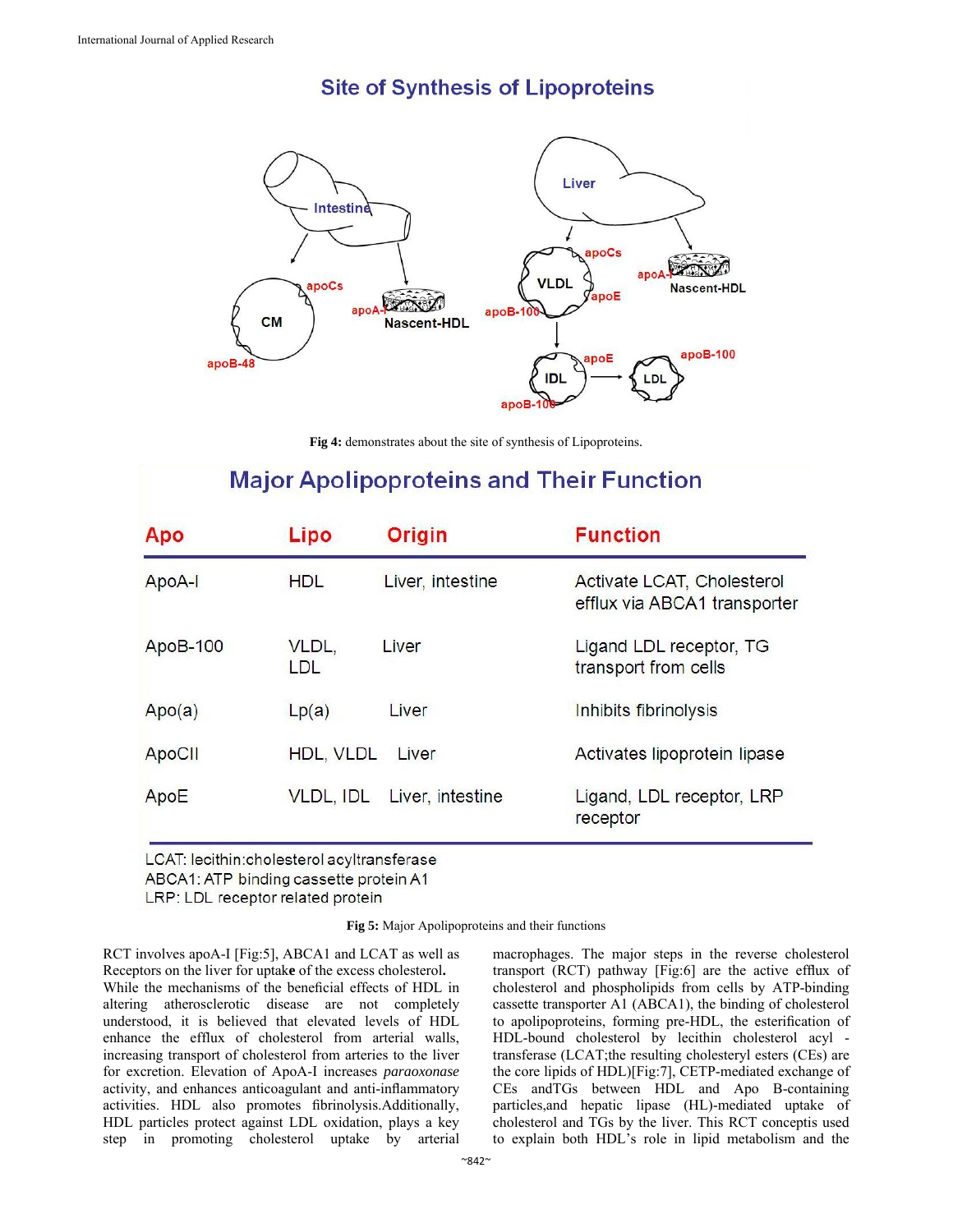## Site of Synthesis of Lipoproteins

Fig 4: demonstrates about the site of synthesis of Lipoproteins.

## Major Apolipoproteins and Their Function

| Apo | Lipo | Origin | Function |
|---|---|---|---|
| ApoA-I | HDL | Liver, intestine | Activate LCAT, Cholesterol efflux via ABCA1 transporter |
| ApoB-100 | VLDL, LDL | Liver | Ligand LDL receptor, TG transport from cells |
| Apo(a) | Lp(a) | Liver | Inhibits fibrinolysis |
| ApoCII | HDL, VLDL | Liver | Activates lipoprotein lipase |
| ApoE | VLDL, IDL | Liver, intestine | Ligand, LDL receptor, LRP receptor |

LCAT: lecithin:cholesterol acyltransferase
ABCA1: ATP binding cassette protein A1
LRP: LDL receptor related protein

**Fig 5:** Major Apolipoproteins and their functions

RCT involves apoA-I [Fig:5], ABCA1 and LCAT as well as Receptors on the liver for uptake of the excess cholesterol. While the mechanisms of the beneficial effects of HDL in altering atherosclerotic disease are not completely understood, it is believed that elevated levels of HDL enhance the efflux of cholesterol from arterial walls, increasing transport of cholesterol from arteries to the liver for excretion. Elevation of ApoA-I increases *paraoxonase* activity, and enhances anticoagulant and anti-inflammatory activities. HDL also promotes fibrinolysis.Additionally, HDL particles protect against LDL oxidation, plays a key step in promoting cholesterol uptake by arterial macrophages. The major steps in the reverse cholesterol transport (RCT) pathway [Fig:6] are the active efflux of cholesterol and phospholipids from cells by ATP-binding cassette transporter A1 (ABCA1), the binding of cholesterol to apolipoproteins, forming pre-HDL, the esterification of HDL-bound cholesterol by lecithin cholesterol acyl - transferase (LCAT;the resulting cholesteryl esters (CEs) are the core lipids of HDL)[Fig:7], CETP-mediated exchange of CEs andTGs between HDL and Apo B-containing particles,and hepatic lipase (HL)-mediated uptake of cholesterol and TGs by the liver. This RCT conceptis used to explain both HDL's role in lipid metabolism and the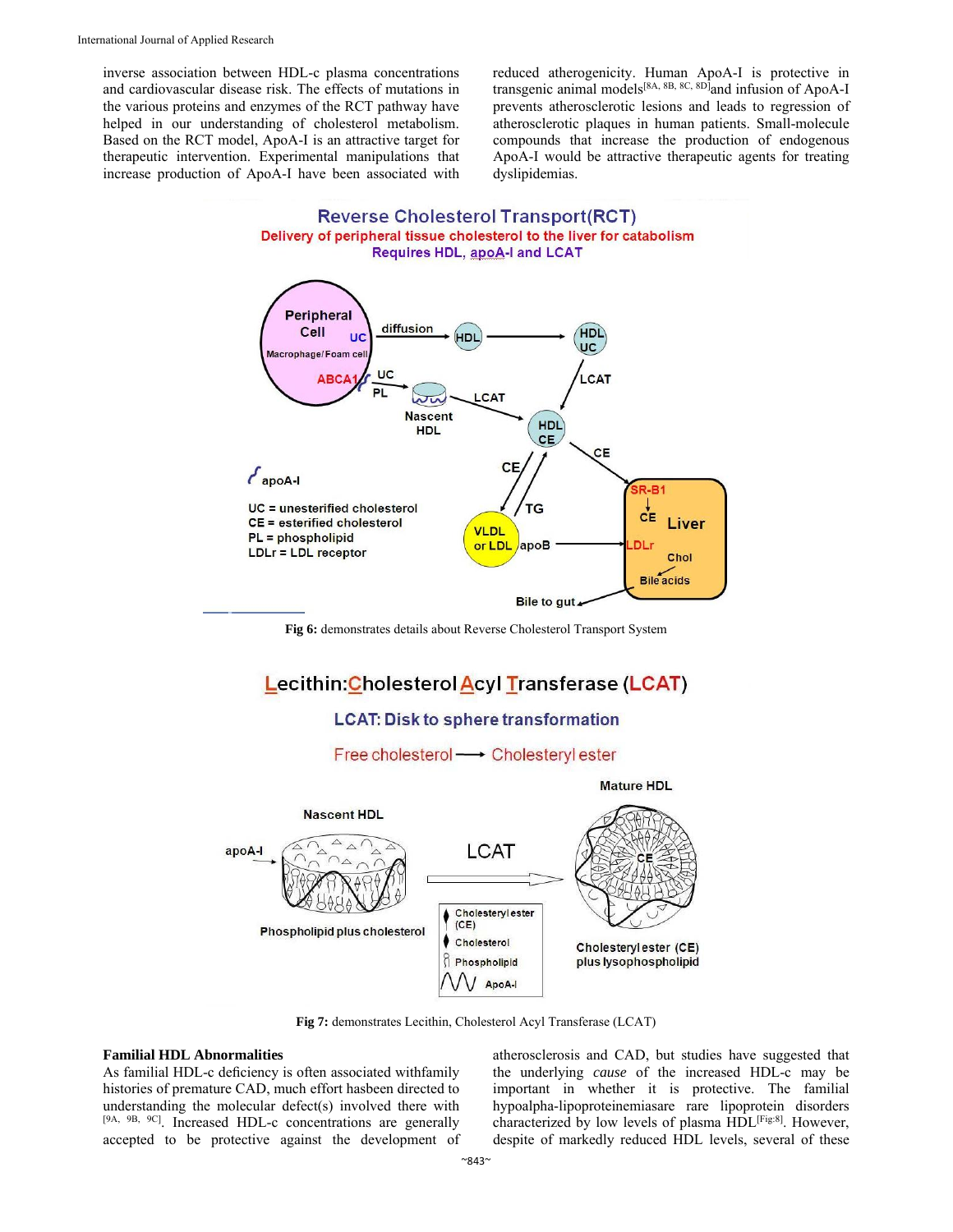inverse association between HDL-c plasma concentrations and cardiovascular disease risk. The effects of mutations in the various proteins and enzymes of the RCT pathway have helped in our understanding of cholesterol metabolism. Based on the RCT model, ApoA-I is an attractive target for therapeutic intervention. Experimental manipulations that increase production of ApoA-I have been associated with reduced atherogenicity. Human ApoA-I is protective in transgenic animal models[8A, 8B, 8C, 8D]and infusion of ApoA-I prevents atherosclerotic lesions and leads to regression of atherosclerotic plaques in human patients. Small-molecule compounds that increase the production of endogenous ApoA-I would be attractive therapeutic agents for treating dyslipidemias.

**Fig 6:** demonstrates details about Reverse Cholesterol Transport System

**Fig 7:** demonstrates Lecithin, Cholesterol Acyl Transferase (LCAT)

**Familial HDL Abnormalities**

As familial HDL-c deficiency is often associated withfamily histories of premature CAD, much effort hasbeen directed to understanding the molecular defect(s) involved there with [9A, 9B, 9C]. Increased HDL-c concentrations are generally accepted to be protective against the development of atherosclerosis and CAD, but studies have suggested that the underlying *cause* of the increased HDL-c may be important in whether it is protective. The familial hypoalpha-lipoproteinemiasare rare lipoprotein disorders characterized by low levels of plasma HDL[Fig:8]. However, despite of markedly reduced HDL levels, several of these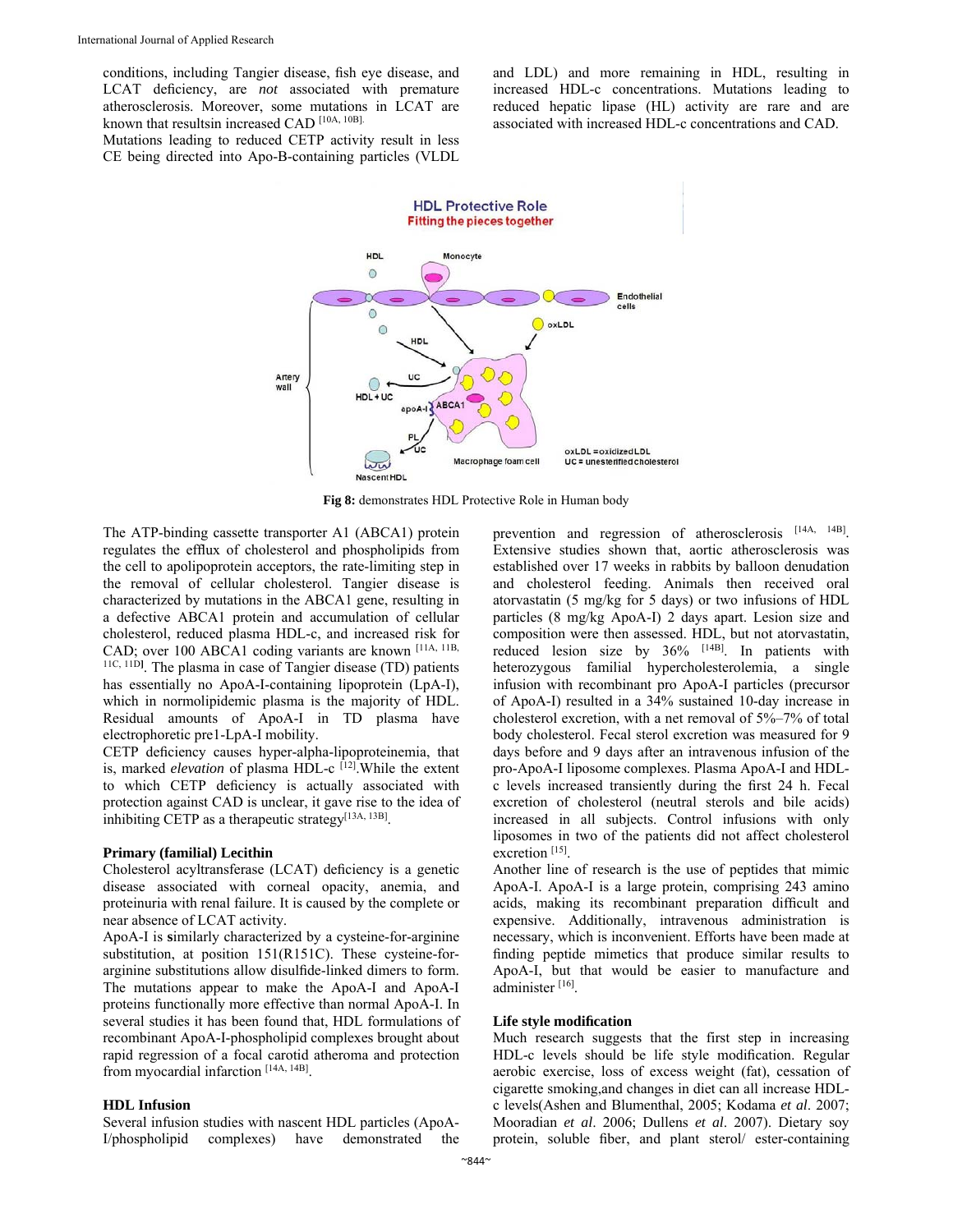conditions, including Tangier disease, fish eye disease, and LCAT deficiency, are *not* associated with premature atherosclerosis. Moreover, some mutations in LCAT are known that resultsin increased CAD [10A, 10B].

Mutations leading to reduced CETP activity result in less CE being directed into Apo-B-containing particles (VLDL and LDL) and more remaining in HDL, resulting in increased HDL-c concentrations. Mutations leading to reduced hepatic lipase (HL) activity are rare and are associated with increased HDL-c concentrations and CAD.

**Fig 8:** demonstrates HDL Protective Role in Human body

The ATP-binding cassette transporter A1 (ABCA1) protein regulates the efflux of cholesterol and phospholipids from the cell to apolipoprotein acceptors, the rate-limiting step in the removal of cellular cholesterol. Tangier disease is characterized by mutations in the ABCA1 gene, resulting in a defective ABCA1 protein and accumulation of cellular cholesterol, reduced plasma HDL-c, and increased risk for CAD; over 100 ABCA1 coding variants are known [11A, 11B, 11C, 11D]. The plasma in case of Tangier disease (TD) patients has essentially no ApoA-I-containing lipoprotein (LpA-I), which in normolipidemic plasma is the majority of HDL. Residual amounts of ApoA-I in TD plasma have electrophoretic pre1-LpA-I mobility.

CETP deficiency causes hyper-alpha-lipoproteinemia, that is, marked *elevation* of plasma HDL-c [12].While the extent to which CETP deficiency is actually associated with protection against CAD is unclear, it gave rise to the idea of inhibiting CETP as a therapeutic strategy[13A, 13B].

### Primary (familial) Lecithin

Cholesterol acyltransferase (LCAT) deficiency is a genetic disease associated with corneal opacity, anemia, and proteinuria with renal failure. It is caused by the complete or near absence of LCAT activity.

ApoA-I is **s**imilarly characterized by a cysteine-for-arginine substitution, at position 151(R151C). These cysteine-for-arginine substitutions allow disulfide-linked dimers to form. The mutations appear to make the ApoA-I and ApoA-I proteins functionally more effective than normal ApoA-I. In several studies it has been found that, HDL formulations of recombinant ApoA-I-phospholipid complexes brought about rapid regression of a focal carotid atheroma and protection from myocardial infarction [14A, 14B].

### HDL Infusion

Several infusion studies with nascent HDL particles (ApoA-I/phospholipid complexes) have demonstrated the prevention and regression of atherosclerosis [14A, 14B]. Extensive studies shown that, aortic atherosclerosis was established over 17 weeks in rabbits by balloon denudation and cholesterol feeding. Animals then received oral atorvastatin (5 mg/kg for 5 days) or two infusions of HDL particles (8 mg/kg ApoA-I) 2 days apart. Lesion size and composition were then assessed. HDL, but not atorvastatin, reduced lesion size by 36% [14B]. In patients with heterozygous familial hypercholesterolemia, a single infusion with recombinant pro ApoA-I particles (precursor of ApoA-I) resulted in a 34% sustained 10-day increase in cholesterol excretion, with a net removal of 5%–7% of total body cholesterol. Fecal sterol excretion was measured for 9 days before and 9 days after an intravenous infusion of the pro-ApoA-I liposome complexes. Plasma ApoA-I and HDL-c levels increased transiently during the first 24 h. Fecal excretion of cholesterol (neutral sterols and bile acids) increased in all subjects. Control infusions with only liposomes in two of the patients did not affect cholesterol excretion [15].

Another line of research is the use of peptides that mimic ApoA-I. ApoA-I is a large protein, comprising 243 amino acids, making its recombinant preparation difficult and expensive. Additionally, intravenous administration is necessary, which is inconvenient. Efforts have been made at finding peptide mimetics that produce similar results to ApoA-I, but that would be easier to manufacture and administer [16].

### Life style modification

Much research suggests that the first step in increasing HDL-c levels should be life style modification. Regular aerobic exercise, loss of excess weight (fat), cessation of cigarette smoking,and changes in diet can all increase HDL-c levels(Ashen and Blumenthal, 2005; Kodama *et al*. 2007; Mooradian *et al*. 2006; Dullens *et al*. 2007). Dietary soy protein, soluble fiber, and plant sterol/ ester-containing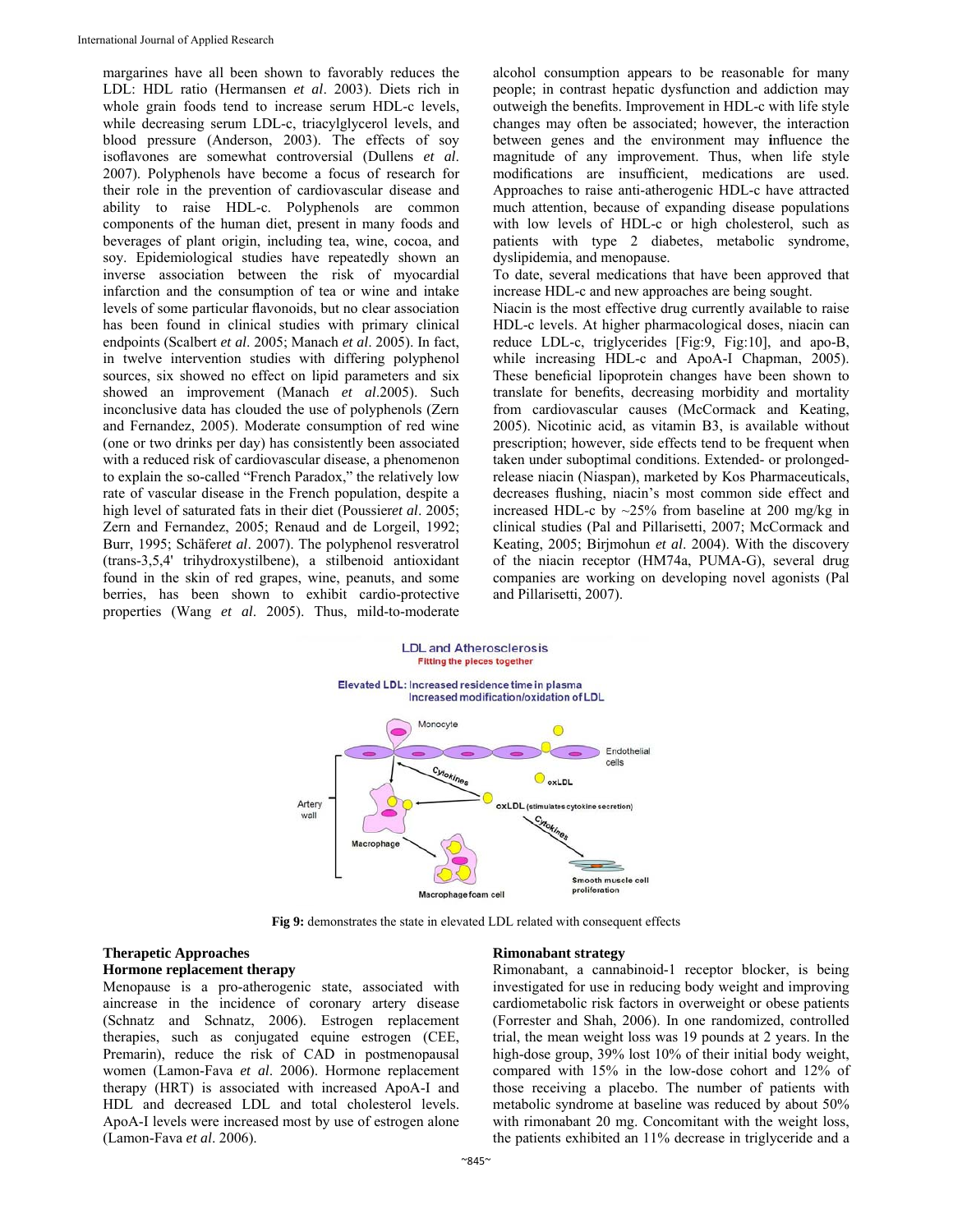margarines have all been shown to favorably reduces the LDL: HDL ratio (Hermansen *et al*. 2003). Diets rich in whole grain foods tend to increase serum HDL-c levels, while decreasing serum LDL-c, triacylglycerol levels, and blood pressure (Anderson, 2003). The effects of soy isoflavones are somewhat controversial (Dullens *et al*. 2007). Polyphenols have become a focus of research for their role in the prevention of cardiovascular disease and ability to raise HDL-c. Polyphenols are common components of the human diet, present in many foods and beverages of plant origin, including tea, wine, cocoa, and soy. Epidemiological studies have repeatedly shown an inverse association between the risk of myocardial infarction and the consumption of tea or wine and intake levels of some particular flavonoids, but no clear association has been found in clinical studies with primary clinical endpoints (Scalbert *et al*. 2005; Manach *et al*. 2005). In fact, in twelve intervention studies with differing polyphenol sources, six showed no effect on lipid parameters and six showed an improvement (Manach *et al*.2005). Such inconclusive data has clouded the use of polyphenols (Zern and Fernandez, 2005). Moderate consumption of red wine (one or two drinks per day) has consistently been associated with a reduced risk of cardiovascular disease, a phenomenon to explain the so-called "French Paradox," the relatively low rate of vascular disease in the French population, despite a high level of saturated fats in their diet (Poussier*et al*. 2005; Zern and Fernandez, 2005; Renaud and de Lorgeil, 1992; Burr, 1995; Schäfer*et al*. 2007). The polyphenol resveratrol (trans-3,5,4' trihydroxystilbene), a stilbenoid antioxidant found in the skin of red grapes, wine, peanuts, and some berries, has been shown to exhibit cardio-protective properties (Wang *et al*. 2005). Thus, mild-to-moderate alcohol consumption appears to be reasonable for many people; in contrast hepatic dysfunction and addiction may outweigh the benefits. Improvement in HDL-c with life style changes may often be associated; however, the interaction between genes and the environment may influence the magnitude of any improvement. Thus, when life style modifications are insufficient, medications are used. Approaches to raise anti-atherogenic HDL-c have attracted much attention, because of expanding disease populations with low levels of HDL-c or high cholesterol, such as patients with type 2 diabetes, metabolic syndrome, dyslipidemia, and menopause.

To date, several medications that have been approved that increase HDL-c and new approaches are being sought.

Niacin is the most effective drug currently available to raise HDL-c levels. At higher pharmacological doses, niacin can reduce LDL-c, triglycerides [Fig:9, Fig:10], and apo-B, while increasing HDL-c and ApoA-I Chapman, 2005). These beneficial lipoprotein changes have been shown to translate for benefits, decreasing morbidity and mortality from cardiovascular causes (McCormack and Keating, 2005). Nicotinic acid, as vitamin B3, is available without prescription; however, side effects tend to be frequent when taken under suboptimal conditions. Extended- or prolonged-release niacin (Niaspan), marketed by Kos Pharmaceuticals, decreases flushing, niacin's most common side effect and increased HDL-c by ~25% from baseline at 200 mg/kg in clinical studies (Pal and Pillarisetti, 2007; McCormack and Keating, 2005; Birjmohun *et al*. 2004). With the discovery of the niacin receptor (HM74a, PUMA-G), several drug companies are working on developing novel agonists (Pal and Pillarisetti, 2007).

LDL and Atherosclerosis
Fitting the pieces together

Elevated LDL: Increased residence time in plasma
Increased modification/oxidation of LDL

Monocyte, Endothelial cells, Cytokines, oxLDL, Artery wall, oxLDL (stimulates cytokine secretion), Cytokines, Macrophage, Macrophage foam cell, Smooth muscle cell proliferation

**Fig 9:** demonstrates the state in elevated LDL related with consequent effects

## Therapetic Approaches

### Hormone replacement therapy

Menopause is a pro-atherogenic state, associated with aincrease in the incidence of coronary artery disease (Schnatz and Schnatz, 2006). Estrogen replacement therapies, such as conjugated equine estrogen (CEE, Premarin), reduce the risk of CAD in postmenopausal women (Lamon-Fava *et al*. 2006). Hormone replacement therapy (HRT) is associated with increased ApoA-I and HDL and decreased LDL and total cholesterol levels. ApoA-I levels were increased most by use of estrogen alone (Lamon-Fava *et al*. 2006).

### Rimonabant strategy

Rimonabant, a cannabinoid-1 receptor blocker, is being investigated for use in reducing body weight and improving cardiometabolic risk factors in overweight or obese patients (Forrester and Shah, 2006). In one randomized, controlled trial, the mean weight loss was 19 pounds at 2 years. In the high-dose group, 39% lost 10% of their initial body weight, compared with 15% in the low-dose cohort and 12% of those receiving a placebo. The number of patients with metabolic syndrome at baseline was reduced by about 50% with rimonabant 20 mg. Concomitant with the weight loss, the patients exhibited an 11% decrease in triglyceride and a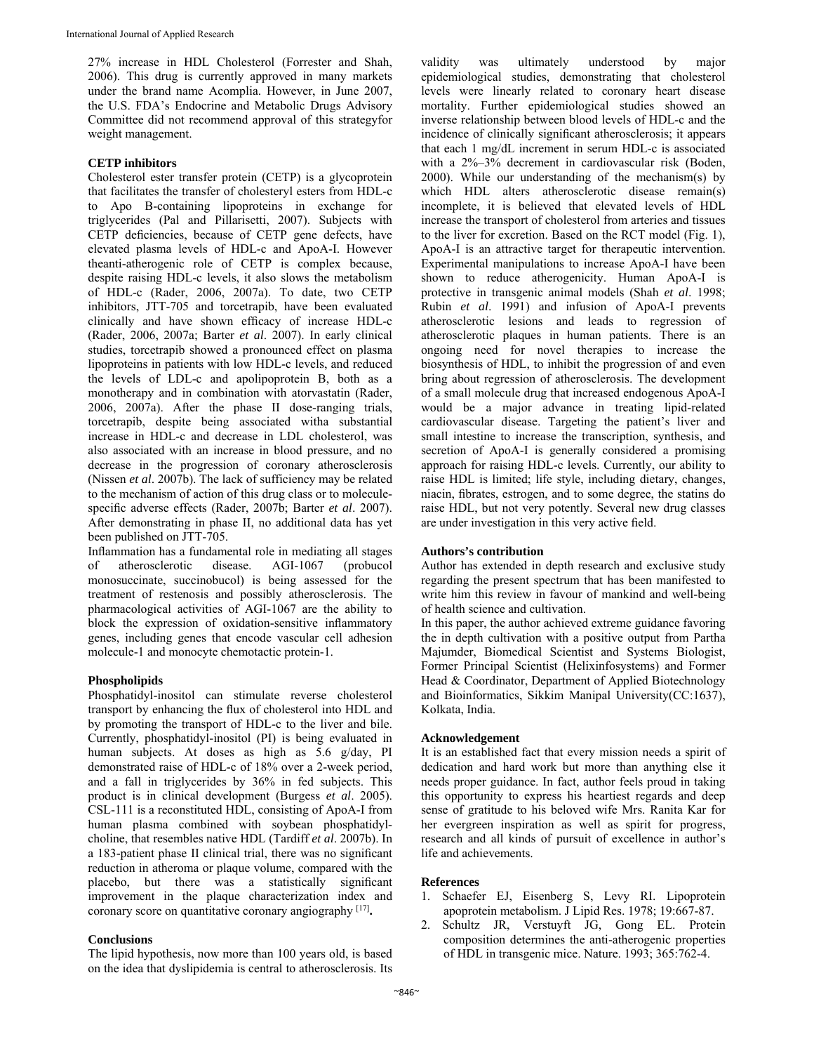27% increase in HDL Cholesterol (Forrester and Shah, 2006). This drug is currently approved in many markets under the brand name Acomplia. However, in June 2007, the U.S. FDA's Endocrine and Metabolic Drugs Advisory Committee did not recommend approval of this strategyfor weight management.

**CETP inhibitors**

Cholesterol ester transfer protein (CETP) is a glycoprotein that facilitates the transfer of cholesteryl esters from HDL-c to Apo B-containing lipoproteins in exchange for triglycerides (Pal and Pillarisetti, 2007). Subjects with CETP deficiencies, because of CETP gene defects, have elevated plasma levels of HDL-c and ApoA-I. However theanti-atherogenic role of CETP is complex because, despite raising HDL-c levels, it also slows the metabolism of HDL-c (Rader, 2006, 2007a). To date, two CETP inhibitors, JTT-705 and torcetrapib, have been evaluated clinically and have shown efficacy of increase HDL-c (Rader, 2006, 2007a; Barter *et al*. 2007). In early clinical studies, torcetrapib showed a pronounced effect on plasma lipoproteins in patients with low HDL-c levels, and reduced the levels of LDL-c and apolipoprotein B, both as a monotherapy and in combination with atorvastatin (Rader, 2006, 2007a). After the phase II dose-ranging trials, torcetrapib, despite being associated witha substantial increase in HDL-c and decrease in LDL cholesterol, was also associated with an increase in blood pressure, and no decrease in the progression of coronary atherosclerosis (Nissen *et al*. 2007b). The lack of sufficiency may be related to the mechanism of action of this drug class or to molecule-specific adverse effects (Rader, 2007b; Barter *et al*. 2007). After demonstrating in phase II, no additional data has yet been published on JTT-705.

Inflammation has a fundamental role in mediating all stages of atherosclerotic disease. AGI-1067 (probucol monosuccinate, succinobucol) is being assessed for the treatment of restenosis and possibly atherosclerosis. The pharmacological activities of AGI-1067 are the ability to block the expression of oxidation-sensitive inflammatory genes, including genes that encode vascular cell adhesion molecule-1 and monocyte chemotactic protein-1.

**Phospholipids**

Phosphatidyl-inositol can stimulate reverse cholesterol transport by enhancing the flux of cholesterol into HDL and by promoting the transport of HDL-c to the liver and bile. Currently, phosphatidyl-inositol (PI) is being evaluated in human subjects. At doses as high as 5.6 g/day, PI demonstrated raise of HDL-c of 18% over a 2-week period, and a fall in triglycerides by 36% in fed subjects. This product is in clinical development (Burgess *et al*. 2005). CSL-111 is a reconstituted HDL, consisting of ApoA-I from human plasma combined with soybean phosphatidyl-choline, that resembles native HDL (Tardiff *et al*. 2007b). In a 183-patient phase II clinical trial, there was no significant reduction in atheroma or plaque volume, compared with the placebo, but there was a statistically significant improvement in the plaque characterization index and coronary score on quantitative coronary angiography [17].

**Conclusions**

The lipid hypothesis, now more than 100 years old, is based on the idea that dyslipidemia is central to atherosclerosis. Its validity was ultimately understood by major epidemiological studies, demonstrating that cholesterol levels were linearly related to coronary heart disease mortality. Further epidemiological studies showed an inverse relationship between blood levels of HDL-c and the incidence of clinically significant atherosclerosis; it appears that each 1 mg/dL increment in serum HDL-c is associated with a 2%–3% decrement in cardiovascular risk (Boden, 2000). While our understanding of the mechanism(s) by which HDL alters atherosclerotic disease remain(s) incomplete, it is believed that elevated levels of HDL increase the transport of cholesterol from arteries and tissues to the liver for excretion. Based on the RCT model (Fig. 1), ApoA-I is an attractive target for therapeutic intervention. Experimental manipulations to increase ApoA-I have been shown to reduce atherogenicity. Human ApoA-I is protective in transgenic animal models (Shah *et al*. 1998; Rubin *et al*. 1991) and infusion of ApoA-I prevents atherosclerotic lesions and leads to regression of atherosclerotic plaques in human patients. There is an ongoing need for novel therapies to increase the biosynthesis of HDL, to inhibit the progression of and even bring about regression of atherosclerosis. The development of a small molecule drug that increased endogenous ApoA-I would be a major advance in treating lipid-related cardiovascular disease. Targeting the patient's liver and small intestine to increase the transcription, synthesis, and secretion of ApoA-I is generally considered a promising approach for raising HDL-c levels. Currently, our ability to raise HDL is limited; life style, including dietary, changes, niacin, fibrates, estrogen, and to some degree, the statins do raise HDL, but not very potently. Several new drug classes are under investigation in this very active field.

**Authors's contribution**

Author has extended in depth research and exclusive study regarding the present spectrum that has been manifested to write him this review in favour of mankind and well-being of health science and cultivation.

In this paper, the author achieved extreme guidance favoring the in depth cultivation with a positive output from Partha Majumder, Biomedical Scientist and Systems Biologist, Former Principal Scientist (Helixinfosystems) and Former Head & Coordinator, Department of Applied Biotechnology and Bioinformatics, Sikkim Manipal University(CC:1637), Kolkata, India.

**Acknowledgement**

It is an established fact that every mission needs a spirit of dedication and hard work but more than anything else it needs proper guidance. In fact, author feels proud in taking this opportunity to express his heartiest regards and deep sense of gratitude to his beloved wife Mrs. Ranita Kar for her evergreen inspiration as well as spirit for progress, research and all kinds of pursuit of excellence in author's life and achievements.

**References**

1. Schaefer EJ, Eisenberg S, Levy RI. Lipoprotein apoprotein metabolism. J Lipid Res. 1978; 19:667-87.
2. Schultz JR, Verstuyft JG, Gong EL. Protein composition determines the anti-atherogenic properties of HDL in transgenic mice. Nature. 1993; 365:762-4.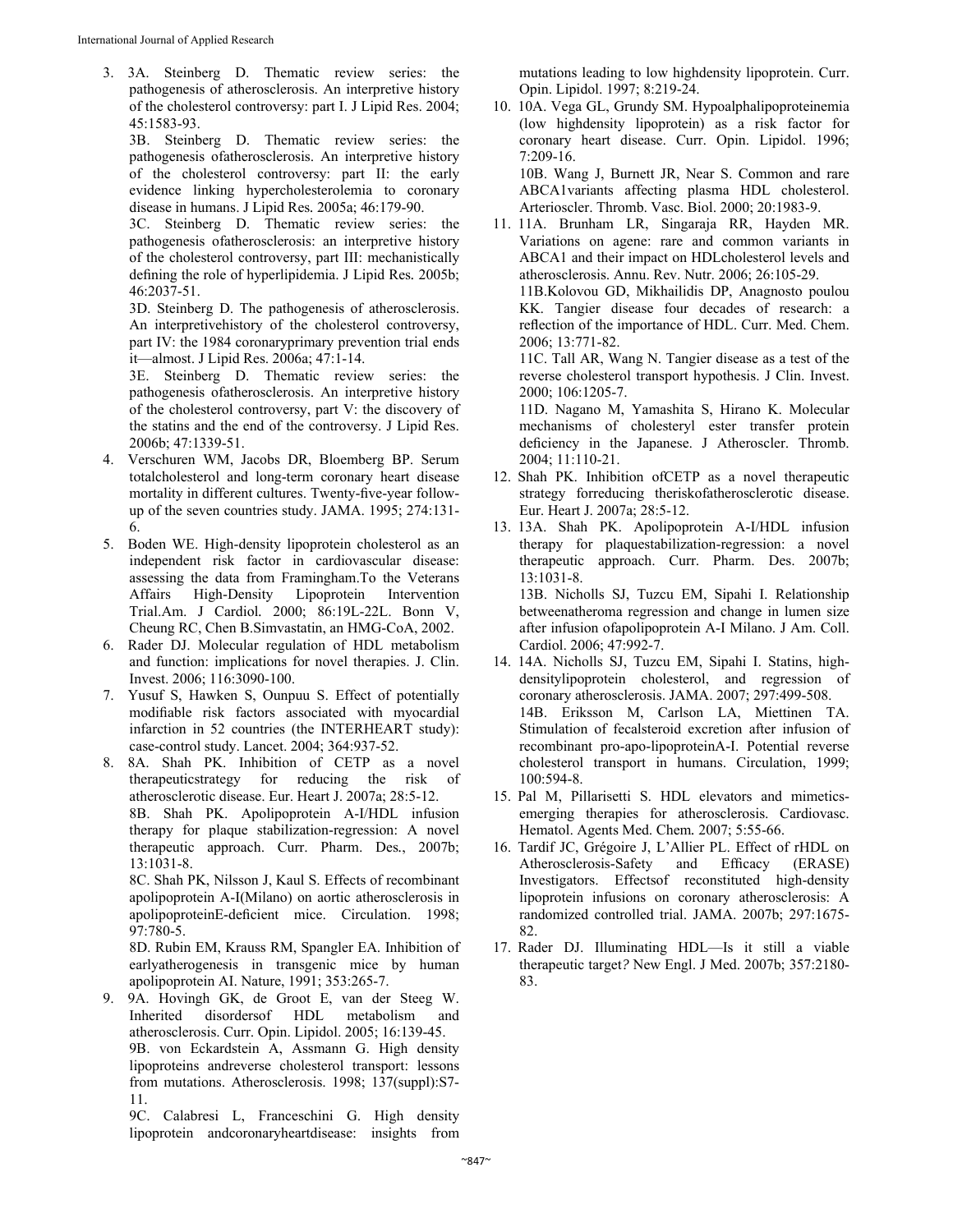3. 3A. Steinberg D. Thematic review series: the pathogenesis of atherosclerosis. An interpretive history of the cholesterol controversy: part I. J Lipid Res. 2004; 45:1583-93.

   3B. Steinberg D. Thematic review series: the pathogenesis ofatherosclerosis. An interpretive history of the cholesterol controversy: part II: the early evidence linking hypercholesterolemia to coronary disease in humans. J Lipid Res. 2005a; 46:179-90.

   3C. Steinberg D. Thematic review series: the pathogenesis ofatherosclerosis: an interpretive history of the cholesterol controversy, part III: mechanistically defining the role of hyperlipidemia. J Lipid Res. 2005b; 46:2037-51.

   3D. Steinberg D. The pathogenesis of atherosclerosis. An interpretivehistory of the cholesterol controversy, part IV: the 1984 coronaryprimary prevention trial ends it—almost. J Lipid Res. 2006a; 47:1-14.

   3E. Steinberg D. Thematic review series: the pathogenesis ofatherosclerosis. An interpretive history of the cholesterol controversy, part V: the discovery of the statins and the end of the controversy. J Lipid Res. 2006b; 47:1339-51.
4. Verschuren WM, Jacobs DR, Bloemberg BP. Serum totalcholesterol and long-term coronary heart disease mortality in different cultures. Twenty-five-year follow-up of the seven countries study. JAMA. 1995; 274:131-6.
5. Boden WE. High-density lipoprotein cholesterol as an independent risk factor in cardiovascular disease: assessing the data from Framingham.To the Veterans Affairs High-Density Lipoprotein Intervention Trial.Am. J Cardiol. 2000; 86:19L-22L. Bonn V, Cheung RC, Chen B.Simvastatin, an HMG-CoA, 2002.
6. Rader DJ. Molecular regulation of HDL metabolism and function: implications for novel therapies. J. Clin. Invest. 2006; 116:3090-100.
7. Yusuf S, Hawken S, Ounpuu S. Effect of potentially modifiable risk factors associated with myocardial infarction in 52 countries (the INTERHEART study): case-control study. Lancet. 2004; 364:937-52.
8. 8A. Shah PK. Inhibition of CETP as a novel therapeuticstrategy for reducing the risk of atherosclerotic disease. Eur. Heart J. 2007a; 28:5-12.

   8B. Shah PK. Apolipoprotein A-I/HDL infusion therapy for plaque stabilization-regression: A novel therapeutic approach. Curr. Pharm. Des., 2007b; 13:1031-8.

   8C. Shah PK, Nilsson J, Kaul S. Effects of recombinant apolipoprotein A-I(Milano) on aortic atherosclerosis in apolipoproteinE-deficient mice. Circulation. 1998; 97:780-5.

   8D. Rubin EM, Krauss RM, Spangler EA. Inhibition of earlyatherogenesis in transgenic mice by human apolipoprotein AI. Nature, 1991; 353:265-7.
9. 9A. Hovingh GK, de Groot E, van der Steeg W. Inherited disordersof HDL metabolism and atherosclerosis. Curr. Opin. Lipidol. 2005; 16:139-45.

   9B. von Eckardstein A, Assmann G. High density lipoproteins andreverse cholesterol transport: lessons from mutations. Atherosclerosis. 1998; 137(suppl):S7-11.

   9C. Calabresi L, Franceschini G. High density lipoprotein andcoronaryheartdisease: insights from mutations leading to low highdensity lipoprotein. Curr. Opin. Lipidol. 1997; 8:219-24.
10. 10A. Vega GL, Grundy SM. Hypoalphalipoproteinemia (low highdensity lipoprotein) as a risk factor for coronary heart disease. Curr. Opin. Lipidol. 1996; 7:209-16.

    10B. Wang J, Burnett JR, Near S. Common and rare ABCA1variants affecting plasma HDL cholesterol. Arterioscler. Thromb. Vasc. Biol. 2000; 20:1983-9.
11. 11A. Brunham LR, Singaraja RR, Hayden MR. Variations on agene: rare and common variants in ABCA1 and their impact on HDLcholesterol levels and atherosclerosis. Annu. Rev. Nutr. 2006; 26:105-29.

    11B.Kolovou GD, Mikhailidis DP, Anagnosto poulou KK. Tangier disease four decades of research: a reflection of the importance of HDL. Curr. Med. Chem. 2006; 13:771-82.

    11C. Tall AR, Wang N. Tangier disease as a test of the reverse cholesterol transport hypothesis. J Clin. Invest. 2000; 106:1205-7.

    11D. Nagano M, Yamashita S, Hirano K. Molecular mechanisms of cholesteryl ester transfer protein deficiency in the Japanese. J Atheroscler. Thromb. 2004; 11:110-21.
12. Shah PK. Inhibition ofCETP as a novel therapeutic strategy forreducing theriskofatherosclerotic disease. Eur. Heart J. 2007a; 28:5-12.
13. 13A. Shah PK. Apolipoprotein A-I/HDL infusion therapy for plaquestabilization-regression: a novel therapeutic approach. Curr. Pharm. Des. 2007b; 13:1031-8.

    13B. Nicholls SJ, Tuzcu EM, Sipahi I. Relationship betweenatheroma regression and change in lumen size after infusion ofapolipoprotein A-I Milano. J Am. Coll. Cardiol. 2006; 47:992-7.
14. 14A. Nicholls SJ, Tuzcu EM, Sipahi I. Statins, high-densitylipoprotein cholesterol, and regression of coronary atherosclerosis. JAMA. 2007; 297:499-508.

    14B. Eriksson M, Carlson LA, Miettinen TA. Stimulation of fecalsteroid excretion after infusion of recombinant pro-apo-lipoproteinA-I. Potential reverse cholesterol transport in humans. Circulation, 1999; 100:594-8.
15. Pal M, Pillarisetti S. HDL elevators and mimetics-emerging therapies for atherosclerosis. Cardiovasc. Hematol. Agents Med. Chem. 2007; 5:55-66.
16. Tardif JC, Grégoire J, L'Allier PL. Effect of rHDL on Atherosclerosis-Safety and Efficacy (ERASE) Investigators. Effectsof reconstituted high-density lipoprotein infusions on coronary atherosclerosis: A randomized controlled trial. JAMA. 2007b; 297:1675-82.
17. Rader DJ. Illuminating HDL—Is it still a viable therapeutic target? New Engl. J Med. 2007b; 357:2180-83.